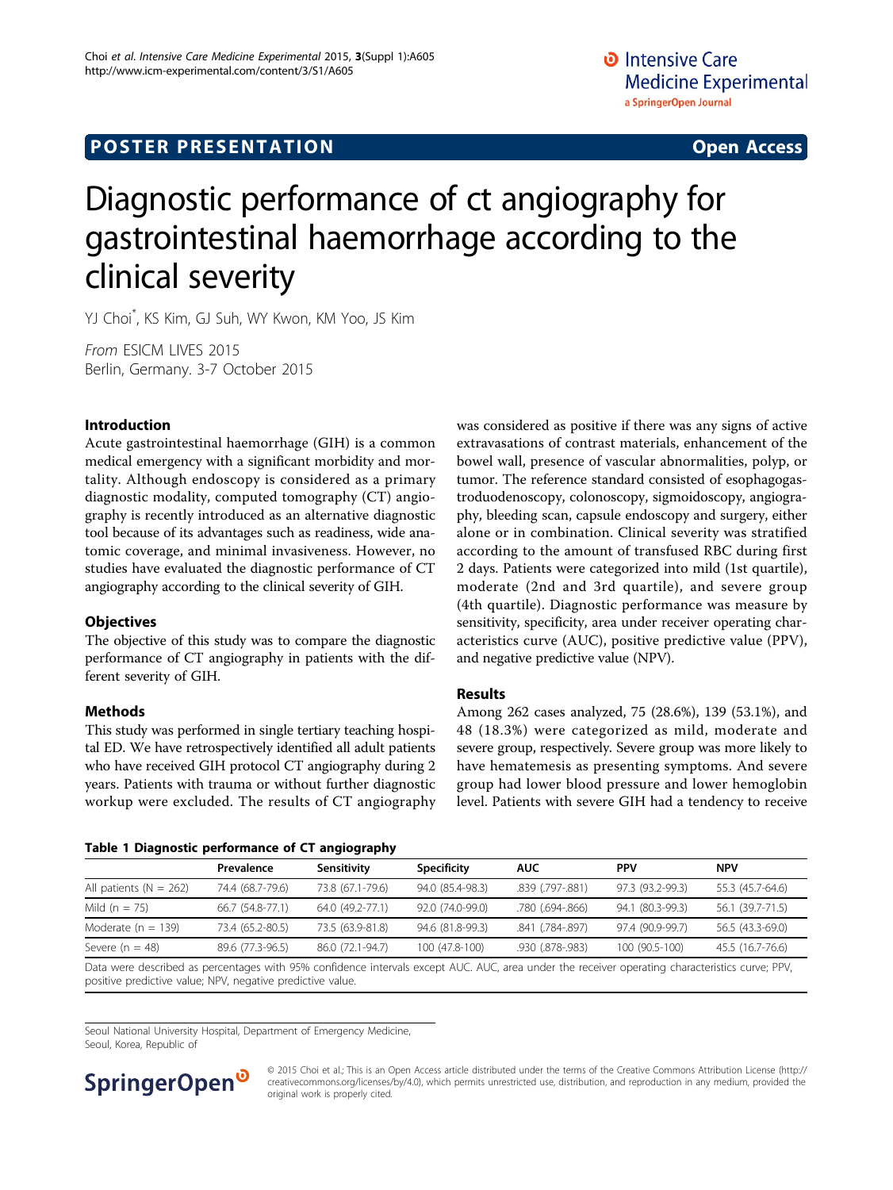**POSTER PRESENTATION** **Open Access**

# Diagnostic performance of ct angiography for gastrointestinal haemorrhage according to the clinical severity

YJ Choi*, KS Kim, GJ Suh, WY Kwon, KM Yoo, JS Kim

*From* ESICM LIVES 2015
Berlin, Germany. 3-7 October 2015

## Introduction

Acute gastrointestinal haemorrhage (GIH) is a common medical emergency with a significant morbidity and mortality. Although endoscopy is considered as a primary diagnostic modality, computed tomography (CT) angiography is recently introduced as an alternative diagnostic tool because of its advantages such as readiness, wide anatomic coverage, and minimal invasiveness. However, no studies have evaluated the diagnostic performance of CT angiography according to the clinical severity of GIH.

## Objectives

The objective of this study was to compare the diagnostic performance of CT angiography in patients with the different severity of GIH.

## Methods

This study was performed in single tertiary teaching hospital ED. We have retrospectively identified all adult patients who have received GIH protocol CT angiography during 2 years. Patients with trauma or without further diagnostic workup were excluded. The results of CT angiography was considered as positive if there was any signs of active extravasations of contrast materials, enhancement of the bowel wall, presence of vascular abnormalities, polyp, or tumor. The reference standard consisted of esophagogastroduodenoscopy, colonoscopy, sigmoidoscopy, angiography, bleeding scan, capsule endoscopy and surgery, either alone or in combination. Clinical severity was stratified according to the amount of transfused RBC during first 2 days. Patients were categorized into mild (1st quartile), moderate (2nd and 3rd quartile), and severe group (4th quartile). Diagnostic performance was measure by sensitivity, specificity, area under receiver operating characteristics curve (AUC), positive predictive value (PPV), and negative predictive value (NPV).

## Results

Among 262 cases analyzed, 75 (28.6%), 139 (53.1%), and 48 (18.3%) were categorized as mild, moderate and severe group, respectively. Severe group was more likely to have hematemesis as presenting symptoms. And severe group had lower blood pressure and lower hemoglobin level. Patients with severe GIH had a tendency to receive

**Table 1 Diagnostic performance of CT angiography**

| | Prevalence | Sensitivity | Specificity | AUC | PPV | NPV |
|---|---|---|---|---|---|---|
| All patients (N = 262) | 74.4 (68.7-79.6) | 73.8 (67.1-79.6) | 94.0 (85.4-98.3) | .839 (.797-.881) | 97.3 (93.2-99.3) | 55.3 (45.7-64.6) |
| Mild (n = 75) | 66.7 (54.8-77.1) | 64.0 (49.2-77.1) | 92.0 (74.0-99.0) | .780 (.694-.866) | 94.1 (80.3-99.3) | 56.1 (39.7-71.5) |
| Moderate (n = 139) | 73.4 (65.2-80.5) | 73.5 (63.9-81.8) | 94.6 (81.8-99.3) | .841 (.784-.897) | 97.4 (90.9-99.7) | 56.5 (43.3-69.0) |
| Severe (n = 48) | 89.6 (77.3-96.5) | 86.0 (72.1-94.7) | 100 (47.8-100) | .930 (.878-.983) | 100 (90.5-100) | 45.5 (16.7-76.6) |

Data were described as percentages with 95% confidence intervals except AUC. AUC, area under the receiver operating characteristics curve; PPV, positive predictive value; NPV, negative predictive value.

Seoul National University Hospital, Department of Emergency Medicine, Seoul, Korea, Republic of

© 2015 Choi et al.; This is an Open Access article distributed under the terms of the Creative Commons Attribution License (http://creativecommons.org/licenses/by/4.0), which permits unrestricted use, distribution, and reproduction in any medium, provided the original work is properly cited.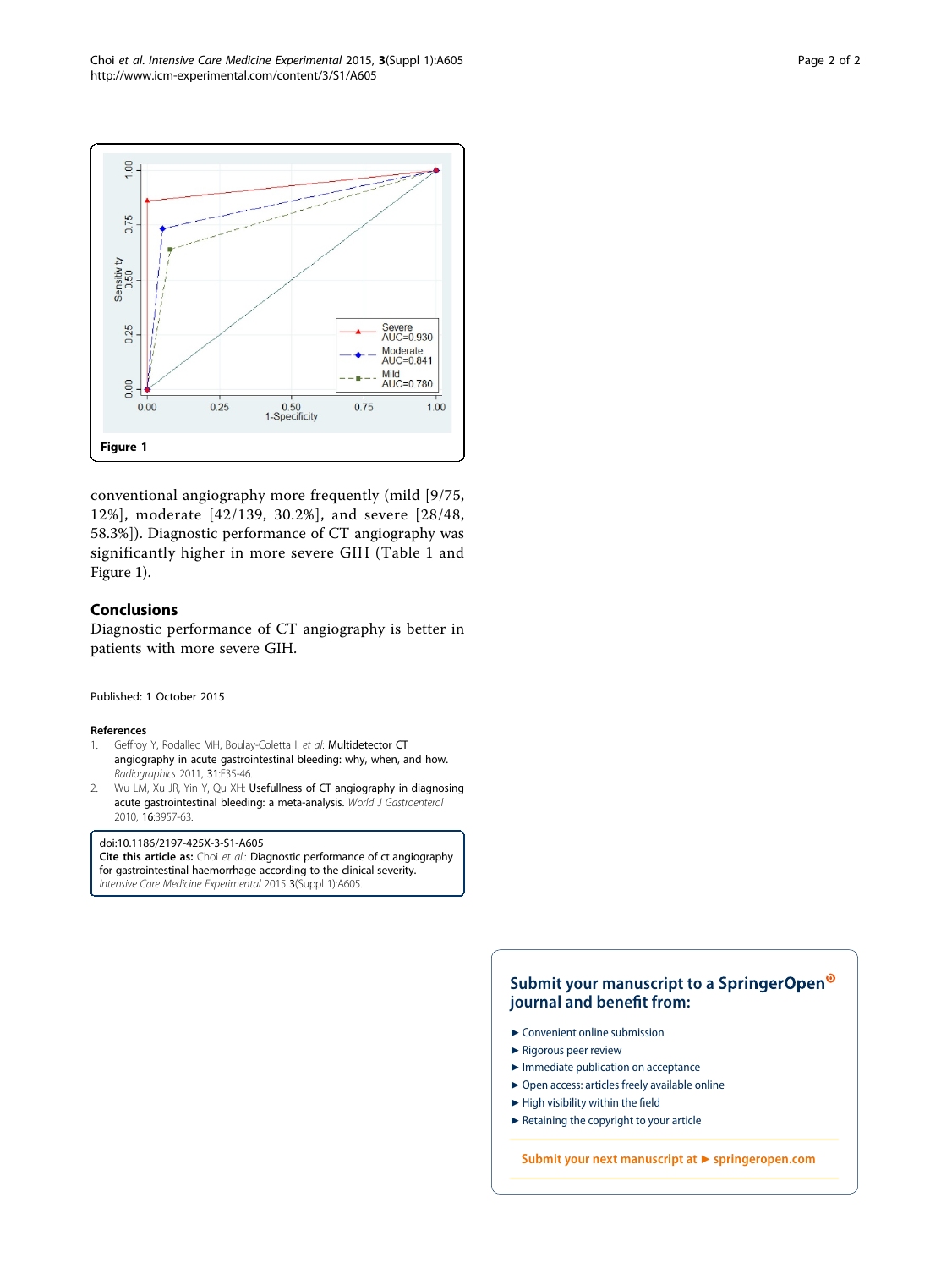1.00
0.75
Sensitivity
0.50
0.25
0.00
0.00
0.25
0.50
1-Specificity
0.75
1.00

Severe
AUC=0.930
Moderate
AUC=0.841
Mild
AUC=0.780

**Figure 1**

conventional angiography more frequently (mild [9/75, 12%], moderate [42/139, 30.2%], and severe [28/48, 58.3%]). Diagnostic performance of CT angiography was significantly higher in more severe GIH (Table 1 and Figure 1).

## Conclusions

Diagnostic performance of CT angiography is better in patients with more severe GIH.

Published: 1 October 2015

### References

1. Geffroy Y, Rodallec MH, Boulay-Coletta I, *et al*: **Multidetector CT angiography in acute gastrointestinal bleeding: why, when, and how.** *Radiographics* 2011, **31**:E35-46.
2. Wu LM, Xu JR, Yin Y, Qu XH: **Usefullness of CT angiography in diagnosing acute gastrointestinal bleeding: a meta-analysis.** *World J Gastroenterol* 2010, **16**:3957-63.

doi:10.1186/2197-425X-3-S1-A605
**Cite this article as:** Choi *et al.*: Diagnostic performance of ct angiography for gastrointestinal haemorrhage according to the clinical severity. *Intensive Care Medicine Experimental* 2015 **3**(Suppl 1):A605.

**Submit your manuscript to a SpringerOpen journal and benefit from:**

- ► Convenient online submission
- ► Rigorous peer review
- ► Immediate publication on acceptance
- ► Open access: articles freely available online
- ► High visibility within the field
- ► Retaining the copyright to your article

**Submit your next manuscript at ► springeropen.com**